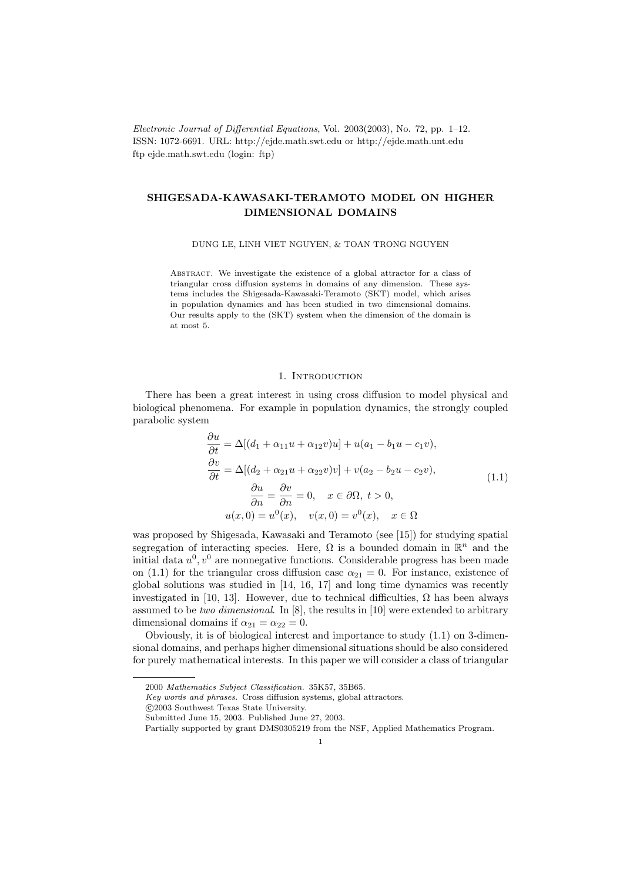# SHIGESADA-KAWASAKI-TERAMOTO MODEL ON HIGHER DIMENSIONAL DOMAINS

DUNG LE, LINH VIET NGUYEN, & TOAN TRONG NGUYEN

Abstract. We investigate the existence of a global attractor for a class of triangular cross diffusion systems in domains of any dimension. These systems includes the Shigesada-Kawasaki-Teramoto (SKT) model, which arises in population dynamics and has been studied in two dimensional domains. Our results apply to the (SKT) system when the dimension of the domain is at most 5.

## 1. Introduction

There has been a great interest in using cross diffusion to model physical and biological phenomena. For example in population dynamics, the strongly coupled parabolic system

$$
\begin{aligned}
\frac{\partial u}{\partial t} &= \Delta[(d_1 + \alpha_{11}u + \alpha_{12}v)u] + u(a_1 - b_1 u - c_1 v), \\
\frac{\partial v}{\partial t} &= \Delta[(d_2 + \alpha_{21}u + \alpha_{22}v)v] + v(a_2 - b_2 u - c_2 v), \\
\frac{\partial u}{\partial n} &= \frac{\partial v}{\partial n} = 0, \quad x \in \partial\Omega,\ t > 0, \\
u(x,0) &= u^0(x), \quad v(x,0) = v^0(x), \quad x \in \Omega
\end{aligned}
\tag{1.1}
$$

was proposed by Shigesada, Kawasaki and Teramoto (see [15]) for studying spatial segregation of interacting species. Here, $\Omega$ is a bounded domain in $\mathbb{R}^n$ and the initial data $u^0, v^0$ are nonnegative functions. Considerable progress has been made on (1.1) for the triangular cross diffusion case $\alpha_{21} = 0$. For instance, existence of global solutions was studied in [14, 16, 17] and long time dynamics was recently investigated in [10, 13]. However, due to technical difficulties, $\Omega$ has been always assumed to be *two dimensional*. In [8], the results in [10] were extended to arbitrary dimensional domains if $\alpha_{21} = \alpha_{22} = 0$.

Obviously, it is of biological interest and importance to study (1.1) on 3-dimensional domains, and perhaps higher dimensional situations should be also considered for purely mathematical interests. In this paper we will consider a class of triangular

---

2000 *Mathematics Subject Classification.* 35K57, 35B65.

*Key words and phrases.* Cross diffusion systems, global attractors.

©2003 Southwest Texas State University.

Submitted June 15, 2003. Published June 27, 2003.

Partially supported by grant DMS0305219 from the NSF, Applied Mathematics Program.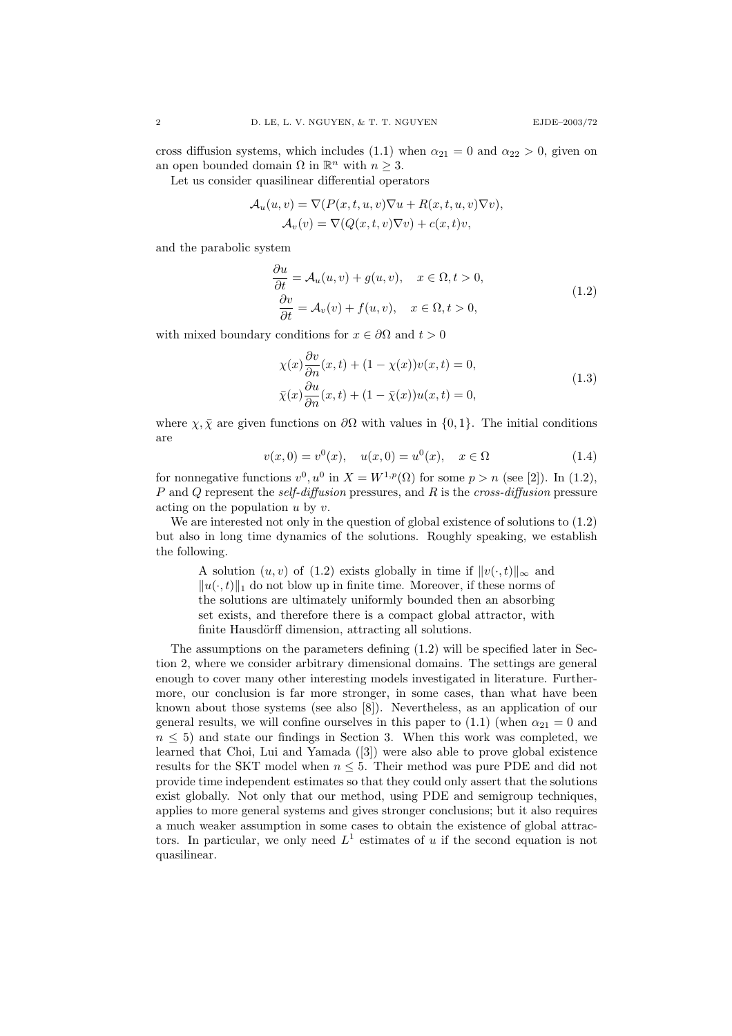cross diffusion systems, which includes (1.1) when $\alpha_{21} = 0$ and $\alpha_{22} > 0$, given on an open bounded domain $\Omega$ in $\mathbb{R}^n$ with $n \geq 3$.

Let us consider quasilinear differential operators

$$
\begin{gathered}
\mathcal{A}_u(u,v) = \nabla(P(x,t,u,v)\nabla u + R(x,t,u,v)\nabla v), \\
\mathcal{A}_v(v) = \nabla(Q(x,t,v)\nabla v) + c(x,t)v,
\end{gathered}
$$

and the parabolic system

$$
\begin{aligned}
\frac{\partial u}{\partial t} &= \mathcal{A}_u(u,v) + g(u,v), \quad x \in \Omega, t > 0, \\
\frac{\partial v}{\partial t} &= \mathcal{A}_v(v) + f(u,v), \quad x \in \Omega, t > 0,
\end{aligned}
\tag{1.2}
$$

with mixed boundary conditions for $x \in \partial\Omega$ and $t > 0$

$$
\begin{aligned}
\chi(x)\frac{\partial v}{\partial n}(x,t) + (1-\chi(x))v(x,t) = 0, \\
\bar{\chi}(x)\frac{\partial u}{\partial n}(x,t) + (1-\bar{\chi}(x))u(x,t) = 0,
\end{aligned}
\tag{1.3}
$$

where $\chi, \bar{\chi}$ are given functions on $\partial\Omega$ with values in $\{0,1\}$. The initial conditions are

$$
v(x,0) = v^0(x), \quad u(x,0) = u^0(x), \quad x \in \Omega \tag{1.4}
$$

for nonnegative functions $v^0, u^0$ in $X = W^{1,p}(\Omega)$ for some $p > n$ (see [2]). In (1.2), $P$ and $Q$ represent the *self-diffusion* pressures, and $R$ is the *cross-diffusion* pressure acting on the population $u$ by $v$.

We are interested not only in the question of global existence of solutions to (1.2) but also in long time dynamics of the solutions. Roughly speaking, we establish the following.

> A solution $(u,v)$ of (1.2) exists globally in time if $\|v(\cdot,t)\|_\infty$ and $\|u(\cdot,t)\|_1$ do not blow up in finite time. Moreover, if these norms of the solutions are ultimately uniformly bounded then an absorbing set exists, and therefore there is a compact global attractor, with finite Hausdörff dimension, attracting all solutions.

The assumptions on the parameters defining (1.2) will be specified later in Section 2, where we consider arbitrary dimensional domains. The settings are general enough to cover many other interesting models investigated in literature. Furthermore, our conclusion is far more stronger, in some cases, than what have been known about those systems (see also [8]). Nevertheless, as an application of our general results, we will confine ourselves in this paper to (1.1) (when $\alpha_{21} = 0$ and $n \leq 5$) and state our findings in Section 3. When this work was completed, we learned that Choi, Lui and Yamada ([3]) were also able to prove global existence results for the SKT model when $n \leq 5$. Their method was pure PDE and did not provide time independent estimates so that they could only assert that the solutions exist globally. Not only that our method, using PDE and semigroup techniques, applies to more general systems and gives stronger conclusions; but it also requires a much weaker assumption in some cases to obtain the existence of global attractors. In particular, we only need $L^1$ estimates of $u$ if the second equation is not quasilinear.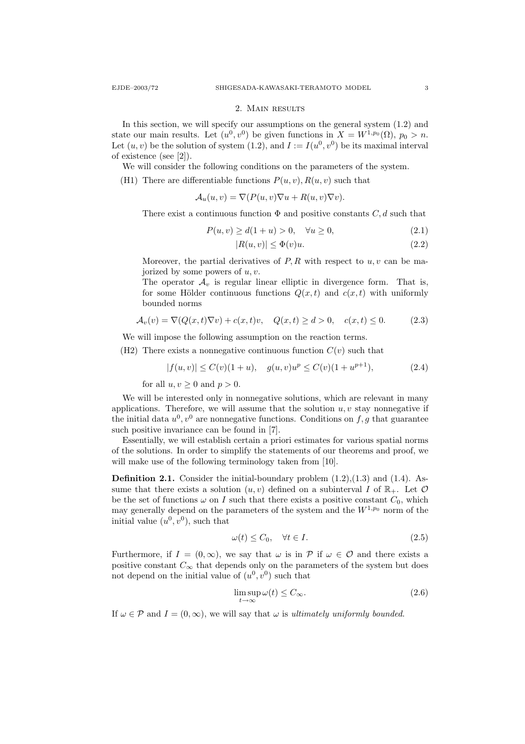## 2. Main results

In this section, we will specify our assumptions on the general system (1.2) and state our main results. Let $(u^0, v^0)$ be given functions in $X = W^{1,p_0}(\Omega)$, $p_0 > n$. Let $(u, v)$ be the solution of system (1.2), and $I := I(u^0, v^0)$ be its maximal interval of existence (see [2]).

We will consider the following conditions on the parameters of the system.

(H1) There are differentiable functions $P(u, v), R(u, v)$ such that

$$\mathcal{A}_u(u, v) = \nabla(P(u, v)\nabla u + R(u, v)\nabla v).$$

There exist a continuous function $\Phi$ and positive constants $C, d$ such that

$$P(u, v) \geq d(1 + u) > 0, \quad \forall u \geq 0, \tag{2.1}$$

$$|R(u, v)| \leq \Phi(v)u. \tag{2.2}$$

Moreover, the partial derivatives of $P, R$ with respect to $u, v$ can be majorized by some powers of $u, v$.

The operator $\mathcal{A}_v$ is regular linear elliptic in divergence form. That is, for some Hölder continuous functions $Q(x, t)$ and $c(x, t)$ with uniformly bounded norms

$$\mathcal{A}_v(v) = \nabla(Q(x, t)\nabla v) + c(x, t)v, \quad Q(x, t) \geq d > 0, \quad c(x, t) \leq 0. \tag{2.3}$$

We will impose the following assumption on the reaction terms.

(H2) There exists a nonnegative continuous function $C(v)$ such that

$$|f(u, v)| \leq C(v)(1 + u), \quad g(u, v)u^p \leq C(v)(1 + u^{p+1}), \tag{2.4}$$

for all $u, v \geq 0$ and $p > 0$.

We will be interested only in nonnegative solutions, which are relevant in many applications. Therefore, we will assume that the solution $u, v$ stay nonnegative if the initial data $u^0, v^0$ are nonnegative functions. Conditions on $f, g$ that guarantee such positive invariance can be found in [7].

Essentially, we will establish certain a priori estimates for various spatial norms of the solutions. In order to simplify the statements of our theorems and proof, we will make use of the following terminology taken from [10].

**Definition 2.1.** Consider the initial-boundary problem (1.2),(1.3) and (1.4). Assume that there exists a solution $(u, v)$ defined on a subinterval $I$ of $\mathbb{R}_+$. Let $\mathcal{O}$ be the set of functions $\omega$ on $I$ such that there exists a positive constant $C_0$, which may generally depend on the parameters of the system and the $W^{1,p_0}$ norm of the initial value $(u^0, v^0)$, such that

$$\omega(t) \leq C_0, \quad \forall t \in I. \tag{2.5}$$

Furthermore, if $I = (0, \infty)$, we say that $\omega$ is in $\mathcal{P}$ if $\omega \in \mathcal{O}$ and there exists a positive constant $C_\infty$ that depends only on the parameters of the system but does not depend on the initial value of $(u^0, v^0)$ such that

$$\limsup_{t\to\infty} \omega(t) \leq C_\infty. \tag{2.6}$$

If $\omega \in \mathcal{P}$ and $I = (0, \infty)$, we will say that $\omega$ is *ultimately uniformly bounded*.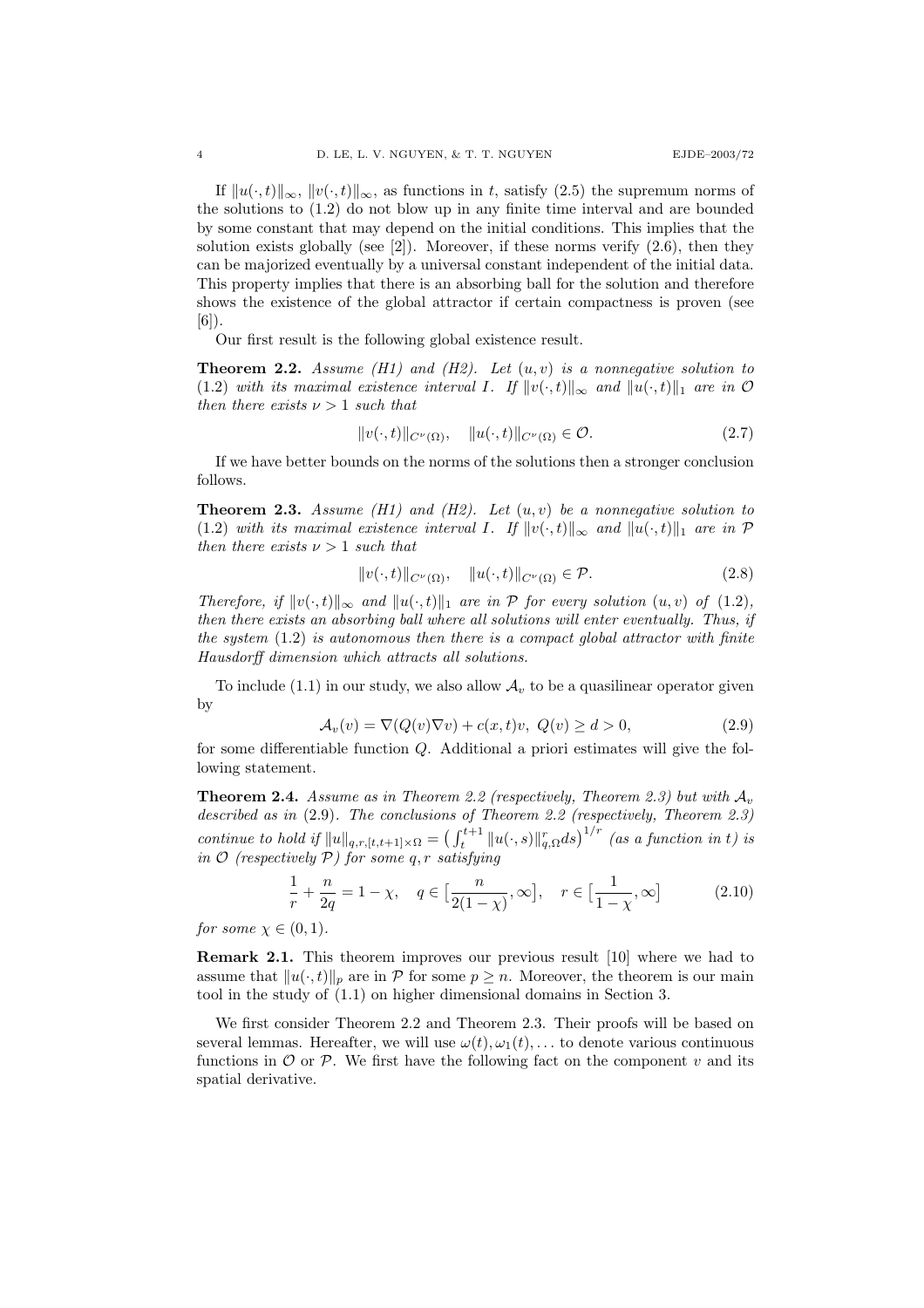If $\|u(\cdot,t)\|_\infty$, $\|v(\cdot,t)\|_\infty$, as functions in $t$, satisfy (2.5) the supremum norms of the solutions to (1.2) do not blow up in any finite time interval and are bounded by some constant that may depend on the initial conditions. This implies that the solution exists globally (see [2]). Moreover, if these norms verify (2.6), then they can be majorized eventually by a universal constant independent of the initial data. This property implies that there is an absorbing ball for the solution and therefore shows the existence of the global attractor if certain compactness is proven (see [6]).

Our first result is the following global existence result.

**Theorem 2.2.** *Assume (H1) and (H2). Let $(u,v)$ is a nonnegative solution to (1.2) with its maximal existence interval $I$. If $\|v(\cdot,t)\|_\infty$ and $\|u(\cdot,t)\|_1$ are in $\mathcal{O}$ then there exists $\nu > 1$ such that*

$$\|v(\cdot,t)\|_{C^\nu(\Omega)}, \quad \|u(\cdot,t)\|_{C^\nu(\Omega)} \in \mathcal{O}. \tag{2.7}$$

If we have better bounds on the norms of the solutions then a stronger conclusion follows.

**Theorem 2.3.** *Assume (H1) and (H2). Let $(u,v)$ be a nonnegative solution to (1.2) with its maximal existence interval $I$. If $\|v(\cdot,t)\|_\infty$ and $\|u(\cdot,t)\|_1$ are in $\mathcal{P}$ then there exists $\nu > 1$ such that*

$$\|v(\cdot,t)\|_{C^\nu(\Omega)}, \quad \|u(\cdot,t)\|_{C^\nu(\Omega)} \in \mathcal{P}. \tag{2.8}$$

*Therefore, if $\|v(\cdot,t)\|_\infty$ and $\|u(\cdot,t)\|_1$ are in $\mathcal{P}$ for every solution $(u,v)$ of (1.2), then there exists an absorbing ball where all solutions will enter eventually. Thus, if the system (1.2) is autonomous then there is a compact global attractor with finite Hausdorff dimension which attracts all solutions.*

To include (1.1) in our study, we also allow $\mathcal{A}_v$ to be a quasilinear operator given by

$$\mathcal{A}_v(v) = \nabla(Q(v)\nabla v) + c(x,t)v, \ Q(v) \geq d > 0, \tag{2.9}$$

for some differentiable function $Q$. Additional a priori estimates will give the following statement.

**Theorem 2.4.** *Assume as in Theorem 2.2 (respectively, Theorem 2.3) but with $\mathcal{A}_v$ described as in (2.9). The conclusions of Theorem 2.2 (respectively, Theorem 2.3) continue to hold if $\|u\|_{q,r,[t,t+1]\times\Omega} = \big(\int_t^{t+1} \|u(\cdot,s)\|_{q,\Omega}^r ds\big)^{1/r}$ (as a function in $t$) is in $\mathcal{O}$ (respectively $\mathcal{P}$) for some $q,r$ satisfying*

$$\frac{1}{r} + \frac{n}{2q} = 1 - \chi, \quad q \in \big[\frac{n}{2(1-\chi)}, \infty\big], \quad r \in \big[\frac{1}{1-\chi}, \infty\big] \tag{2.10}$$

*for some $\chi \in (0,1)$.*

**Remark 2.1.** This theorem improves our previous result [10] where we had to assume that $\|u(\cdot,t)\|_p$ are in $\mathcal{P}$ for some $p \geq n$. Moreover, the theorem is our main tool in the study of (1.1) on higher dimensional domains in Section 3.

We first consider Theorem 2.2 and Theorem 2.3. Their proofs will be based on several lemmas. Hereafter, we will use $\omega(t), \omega_1(t), \dots$ to denote various continuous functions in $\mathcal{O}$ or $\mathcal{P}$. We first have the following fact on the component $v$ and its spatial derivative.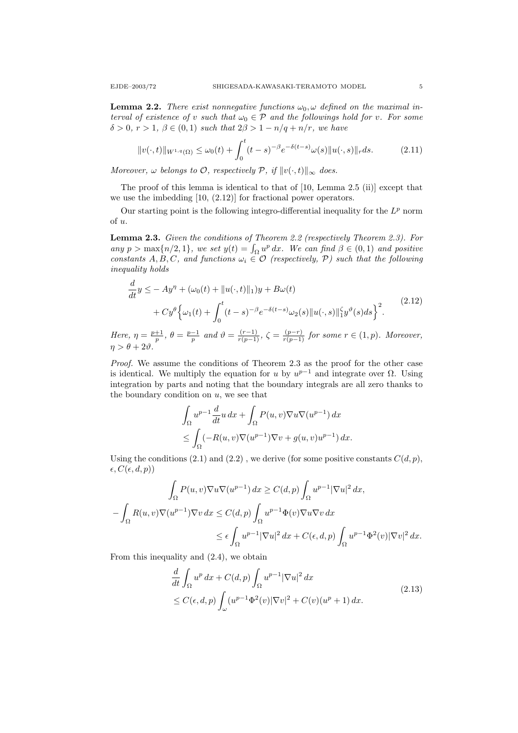**Lemma 2.2.** *There exist nonnegative functions $\omega_0, \omega$ defined on the maximal interval of existence of $v$ such that $\omega_0 \in \mathcal{P}$ and the followings hold for $v$. For some $\delta > 0$, $r > 1$, $\beta \in (0,1)$ such that $2\beta > 1 - n/q + n/r$, we have*

$$\|v(\cdot,t)\|_{W^{1,q}(\Omega)} \leq \omega_0(t) + \int_0^t (t-s)^{-\beta} e^{-\delta(t-s)} \omega(s) \|u(\cdot,s)\|_r ds. \tag{2.11}$$

*Moreover, $\omega$ belongs to $\mathcal{O}$, respectively $\mathcal{P}$, if $\|v(\cdot,t)\|_\infty$ does.*

The proof of this lemma is identical to that of [10, Lemma 2.5 (ii)] except that we use the imbedding [10, (2.12)] for fractional power operators.

Our starting point is the following integro-differential inequality for the $L^p$ norm of $u$.

**Lemma 2.3.** *Given the conditions of Theorem 2.2 (respectively Theorem 2.3). For any $p > \max\{n/2, 1\}$, we set $y(t) = \int_\Omega u^p \, dx$. We can find $\beta \in (0,1)$ and positive constants $A, B, C$, and functions $\omega_i \in \mathcal{O}$ (respectively, $\mathcal{P}$) such that the following inequality holds*

$$\begin{aligned} \frac{d}{dt} y \leq & -Ay^\eta + (\omega_0(t) + \|u(\cdot,t)\|_1) y + B\omega(t) \\ & + Cy^\theta \Big\{ \omega_1(t) + \int_0^t (t-s)^{-\beta} e^{-\delta(t-s)} \omega_2(s) \|u(\cdot,s)\|_1^\zeta y^\vartheta(s) ds \Big\}^2. \end{aligned} \tag{2.12}$$

*Here, $\eta = \frac{p+1}{p}$, $\theta = \frac{p-1}{p}$ and $\vartheta = \frac{(r-1)}{r(p-1)}$, $\zeta = \frac{(p-r)}{r(p-1)}$ for some $r \in (1,p)$. Moreover, $\eta > \theta + 2\vartheta$.*

*Proof.* We assume the conditions of Theorem 2.3 as the proof for the other case is identical. We multiply the equation for $u$ by $u^{p-1}$ and integrate over $\Omega$. Using integration by parts and noting that the boundary integrals are all zero thanks to the boundary condition on $u$, we see that

$$\begin{aligned} & \int_\Omega u^{p-1} \frac{d}{dt} u \, dx + \int_\Omega P(u,v) \nabla u \nabla (u^{p-1}) \, dx \\ & \leq \int_\Omega (-R(u,v) \nabla (u^{p-1}) \nabla v + g(u,v) u^{p-1}) \, dx. \end{aligned}$$

Using the conditions (2.1) and (2.2) , we derive (for some positive constants $C(d,p)$, $\epsilon$, $C(\epsilon, d, p)$)

$$\begin{aligned} \int_\Omega P(u,v) \nabla u \nabla (u^{p-1}) \, dx & \geq C(d,p) \int_\Omega u^{p-1} |\nabla u|^2 \, dx, \\ - \int_\Omega R(u,v) \nabla (u^{p-1}) \nabla v \, dx & \leq C(d,p) \int_\Omega u^{p-1} \Phi(v) \nabla u \nabla v \, dx \\ & \leq \epsilon \int_\Omega u^{p-1} |\nabla u|^2 \, dx + C(\epsilon, d, p) \int_\Omega u^{p-1} \Phi^2(v) |\nabla v|^2 \, dx. \end{aligned}$$

From this inequality and (2.4), we obtain

$$\begin{aligned} & \frac{d}{dt} \int_\Omega u^p \, dx + C(d,p) \int_\Omega u^{p-1} |\nabla u|^2 \, dx \\ & \leq C(\epsilon, d, p) \int_\omega (u^{p-1} \Phi^2(v) |\nabla v|^2 + C(v)(u^p + 1) \, dx. \end{aligned} \tag{2.13}$$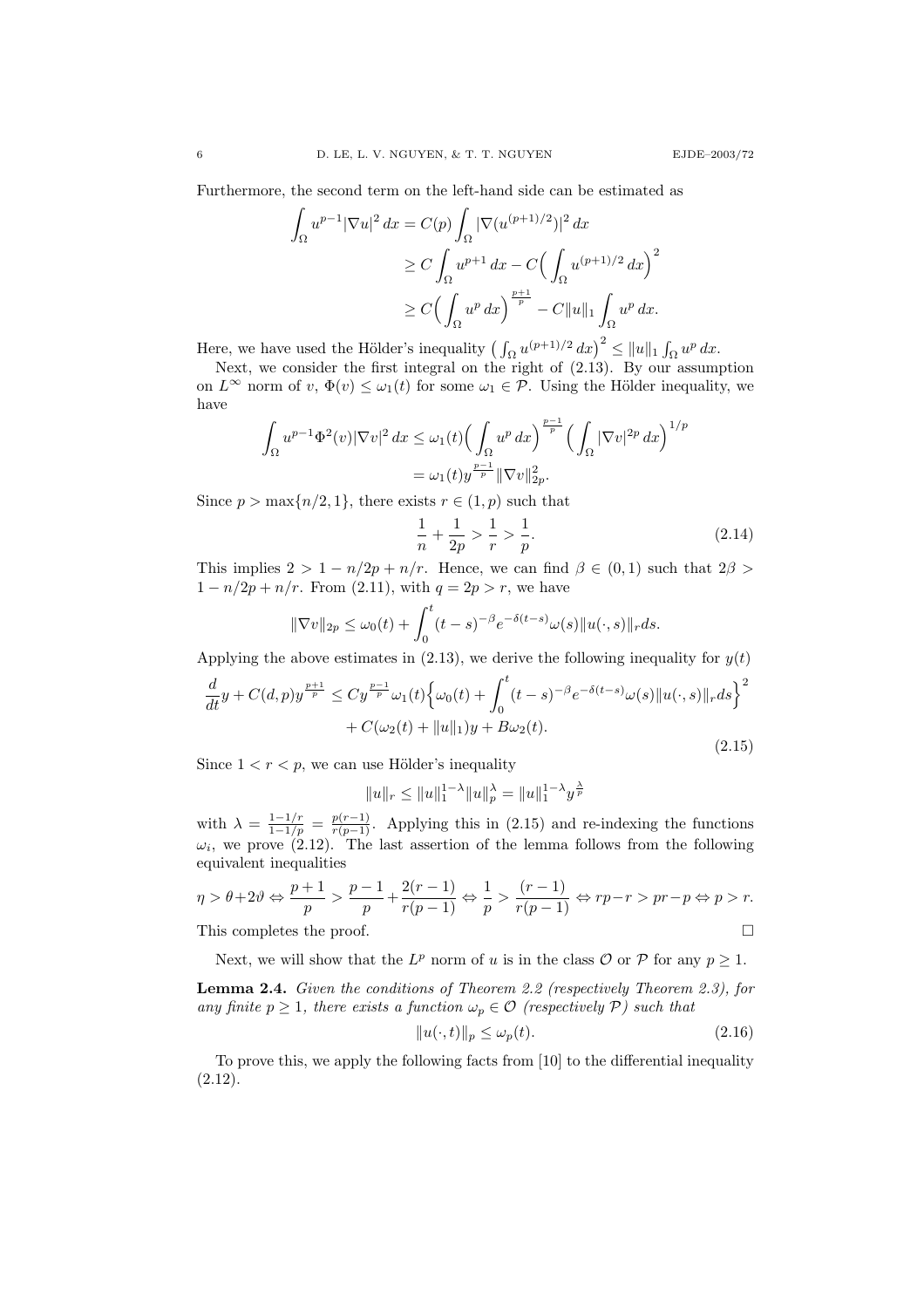Furthermore, the second term on the left-hand side can be estimated as

$$
\begin{aligned}
\int_\Omega u^{p-1}|\nabla u|^2\,dx &= C(p)\int_\Omega |\nabla(u^{(p+1)/2})|^2\,dx \\
&\ge C\int_\Omega u^{p+1}\,dx - C\Big(\int_\Omega u^{(p+1)/2}\,dx\Big)^2 \\
&\ge C\Big(\int_\Omega u^p\,dx\Big)^{\frac{p+1}{p}} - C\|u\|_1\int_\Omega u^p\,dx.
\end{aligned}
$$

Here, we have used the Hölder's inequality $\big(\int_\Omega u^{(p+1)/2}\,dx\big)^2 \le \|u\|_1\int_\Omega u^p\,dx$.

Next, we consider the first integral on the right of (2.13). By our assumption on $L^\infty$ norm of $v$, $\Phi(v)\le \omega_1(t)$ for some $\omega_1\in\mathcal{P}$. Using the Hölder inequality, we have

$$
\begin{aligned}
\int_\Omega u^{p-1}\Phi^2(v)|\nabla v|^2\,dx &\le \omega_1(t)\Big(\int_\Omega u^p\,dx\Big)^{\frac{p-1}{p}}\Big(\int_\Omega |\nabla v|^{2p}\,dx\Big)^{1/p} \\
&= \omega_1(t)y^{\frac{p-1}{p}}\|\nabla v\|_{2p}^2.
\end{aligned}
$$

Since $p>\max\{n/2,1\}$, there exists $r\in(1,p)$ such that

$$
\frac{1}{n}+\frac{1}{2p}>\frac{1}{r}>\frac{1}{p}. \tag{2.14}
$$

This implies $2>1-n/2p+n/r$. Hence, we can find $\beta\in(0,1)$ such that $2\beta> 1-n/2p+n/r$. From (2.11), with $q=2p>r$, we have

$$
\|\nabla v\|_{2p}\le \omega_0(t)+\int_0^t (t-s)^{-\beta}e^{-\delta(t-s)}\omega(s)\|u(\cdot,s)\|_r ds.
$$

Applying the above estimates in (2.13), we derive the following inequality for $y(t)$

$$
\begin{aligned}
\frac{d}{dt}y + C(d,p)y^{\frac{p+1}{p}} &\le Cy^{\frac{p-1}{p}}\omega_1(t)\Big\{\omega_0(t)+\int_0^t (t-s)^{-\beta}e^{-\delta(t-s)}\omega(s)\|u(\cdot,s)\|_r ds\Big\}^2 \\
&\quad + C(\omega_2(t)+\|u\|_1)y + B\omega_2(t).
\end{aligned} \tag{2.15}
$$

Since $1<r<p$, we can use Hölder's inequality

$$
\|u\|_r\le \|u\|_1^{1-\lambda}\|u\|_p^\lambda = \|u\|_1^{1-\lambda}y^{\frac{\lambda}{p}}
$$

with $\lambda=\frac{1-1/r}{1-1/p}=\frac{p(r-1)}{r(p-1)}$. Applying this in (2.15) and re-indexing the functions $\omega_i$, we prove (2.12). The last assertion of the lemma follows from the following equivalent inequalities

$$
\eta>\theta+2\vartheta \Leftrightarrow \frac{p+1}{p}>\frac{p-1}{p}+\frac{2(r-1)}{r(p-1)} \Leftrightarrow \frac{1}{p}>\frac{(r-1)}{r(p-1)} \Leftrightarrow rp-r>pr-p \Leftrightarrow p>r.
$$

This completes the proof. $\square$

Next, we will show that the $L^p$ norm of $u$ is in the class $\mathcal{O}$ or $\mathcal{P}$ for any $p\ge 1$.

**Lemma 2.4.** *Given the conditions of Theorem 2.2 (respectively Theorem 2.3), for any finite $p\ge 1$, there exists a function $\omega_p\in\mathcal{O}$ (respectively $\mathcal{P}$) such that*

$$
\|u(\cdot,t)\|_p\le \omega_p(t). \tag{2.16}
$$

To prove this, we apply the following facts from [10] to the differential inequality (2.12).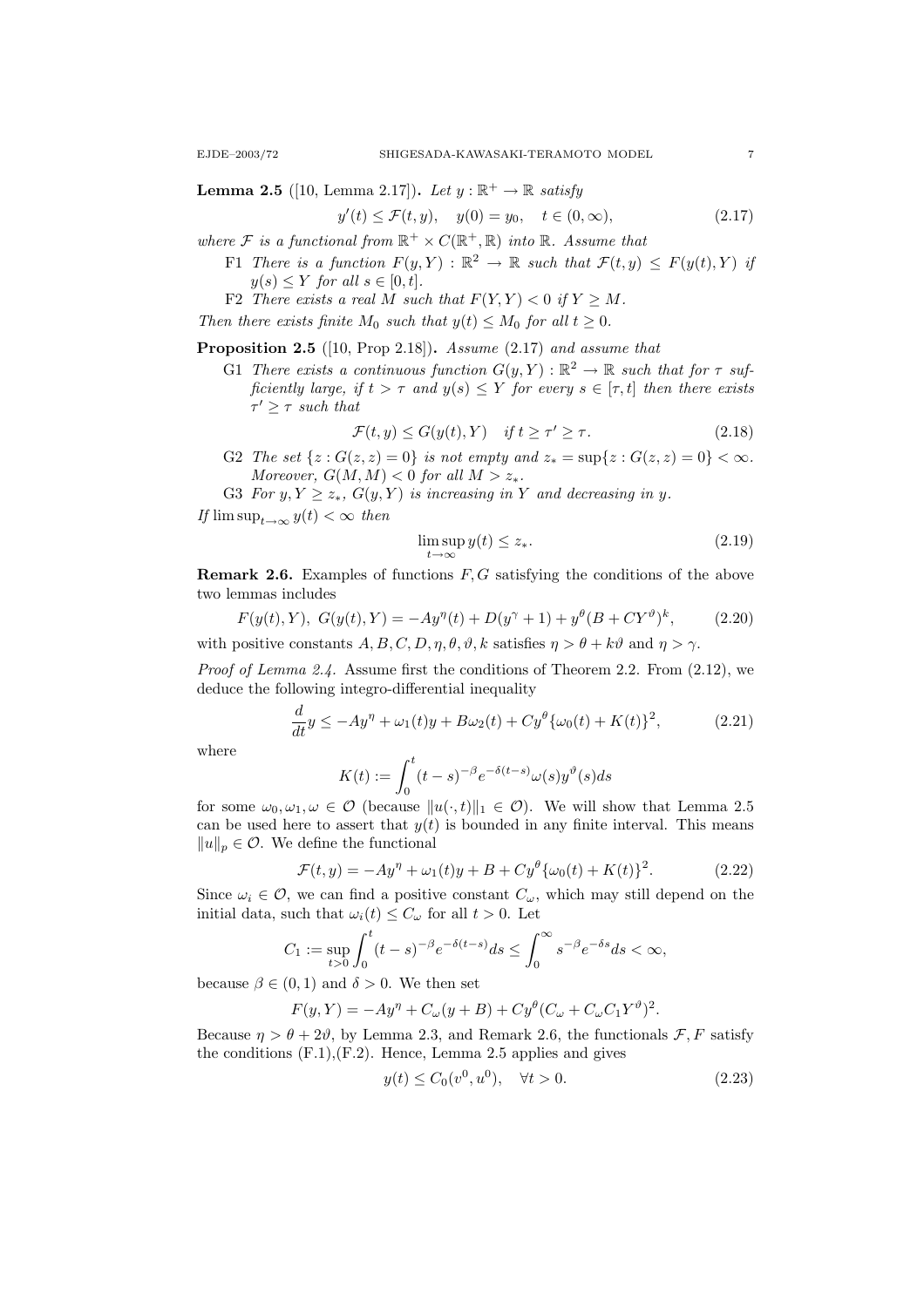**Lemma 2.5** ([10, Lemma 2.17]). *Let $y : \mathbb{R}^+ \to \mathbb{R}$ satisfy*

$$y'(t) \le \mathcal{F}(t, y), \quad y(0) = y_0, \quad t \in (0, \infty), \tag{2.17}$$

*where $\mathcal{F}$ is a functional from $\mathbb{R}^+ \times C(\mathbb{R}^+, \mathbb{R})$ into $\mathbb{R}$. Assume that*

- F1 *There is a function $F(y, Y) : \mathbb{R}^2 \to \mathbb{R}$ such that $\mathcal{F}(t, y) \le F(y(t), Y)$ if $y(s) \le Y$ for all $s \in [0, t]$.*
- F2 *There exists a real $M$ such that $F(Y, Y) < 0$ if $Y \ge M$.*

*Then there exists finite $M_0$ such that $y(t) \le M_0$ for all $t \ge 0$.*

**Proposition 2.5** ([10, Prop 2.18]). *Assume (2.17) and assume that*

- G1 *There exists a continuous function $G(y, Y) : \mathbb{R}^2 \to \mathbb{R}$ such that for $\tau$ sufficiently large, if $t > \tau$ and $y(s) \le Y$ for every $s \in [\tau, t]$ then there exists $\tau' \ge \tau$ such that*
$$\mathcal{F}(t, y) \le G(y(t), Y) \quad \text{if } t \ge \tau' \ge \tau. \tag{2.18}$$
- G2 *The set $\{z : G(z, z) = 0\}$ is not empty and $z_* = \sup\{z : G(z, z) = 0\} < \infty$. Moreover, $G(M, M) < 0$ for all $M > z_*$.*
- G3 *For $y, Y \ge z_*$, $G(y, Y)$ is increasing in $Y$ and decreasing in $y$.*

*If $\limsup_{t\to\infty} y(t) < \infty$ then*

$$\limsup_{t\to\infty} y(t) \le z_*. \tag{2.19}$$

**Remark 2.6.** Examples of functions $F, G$ satisfying the conditions of the above two lemmas includes

$$F(y(t), Y),\ G(y(t), Y) = -Ay^\eta(t) + D(y^\gamma + 1) + y^\theta(B + CY^\vartheta)^k, \tag{2.20}$$

with positive constants $A, B, C, D, \eta, \theta, \vartheta, k$ satisfies $\eta > \theta + k\vartheta$ and $\eta > \gamma$.

*Proof of Lemma 2.4.* Assume first the conditions of Theorem 2.2. From (2.12), we deduce the following integro-differential inequality

$$\frac{d}{dt} y \le -Ay^\eta + \omega_1(t)y + B\omega_2(t) + Cy^\theta\{\omega_0(t) + K(t)\}^2, \tag{2.21}$$

where

$$K(t) := \int_0^t (t - s)^{-\beta} e^{-\delta(t-s)} \omega(s) y^\vartheta(s) ds$$

for some $\omega_0, \omega_1, \omega \in \mathcal{O}$ (because $\|u(\cdot, t)\|_1 \in \mathcal{O}$). We will show that Lemma 2.5 can be used here to assert that $y(t)$ is bounded in any finite interval. This means $\|u\|_p \in \mathcal{O}$. We define the functional

$$\mathcal{F}(t, y) = -Ay^\eta + \omega_1(t)y + B + Cy^\theta\{\omega_0(t) + K(t)\}^2. \tag{2.22}$$

Since $\omega_i \in \mathcal{O}$, we can find a positive constant $C_\omega$, which may still depend on the initial data, such that $\omega_i(t) \le C_\omega$ for all $t > 0$. Let

$$C_1 := \sup_{t>0} \int_0^t (t - s)^{-\beta} e^{-\delta(t-s)} ds \le \int_0^\infty s^{-\beta} e^{-\delta s} ds < \infty,$$

because $\beta \in (0, 1)$ and $\delta > 0$. We then set

$$F(y, Y) = -Ay^\eta + C_\omega(y + B) + Cy^\theta(C_\omega + C_\omega C_1 Y^\vartheta)^2.$$

Because $\eta > \theta + 2\vartheta$, by Lemma 2.3, and Remark 2.6, the functionals $\mathcal{F}, F$ satisfy the conditions (F.1),(F.2). Hence, Lemma 2.5 applies and gives

$$y(t) \le C_0(v^0, u^0), \quad \forall t > 0. \tag{2.23}$$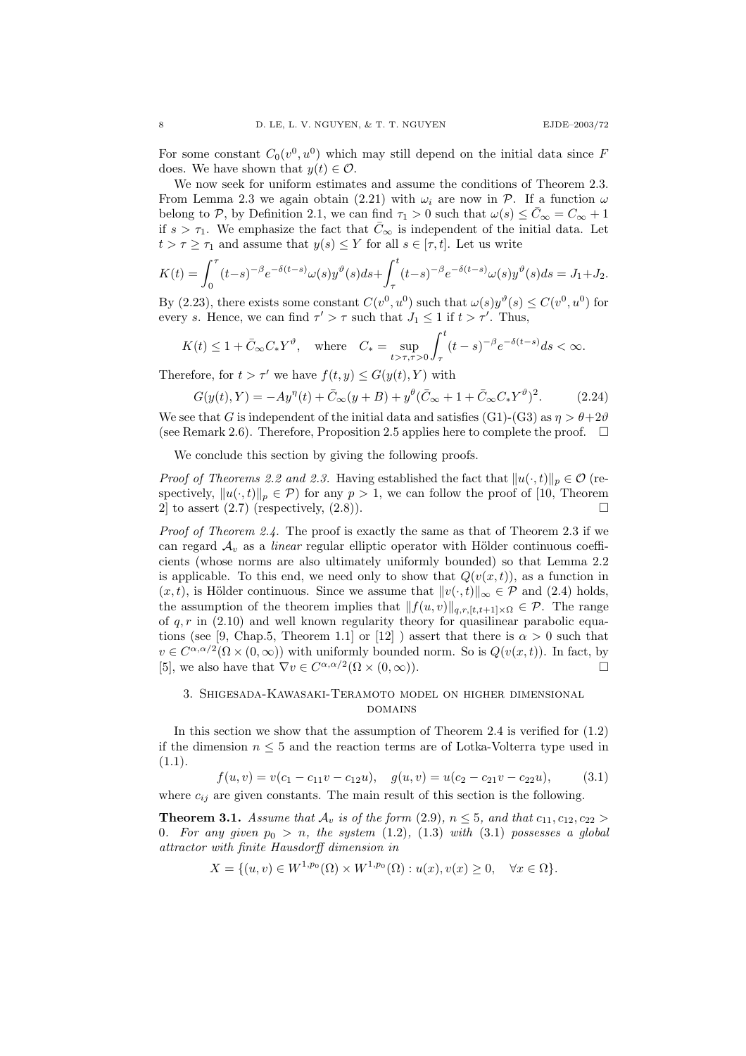For some constant $C_0(v^0, u^0)$ which may still depend on the initial data since $F$ does. We have shown that $y(t) \in \mathcal{O}$.

We now seek for uniform estimates and assume the conditions of Theorem 2.3. From Lemma 2.3 we again obtain (2.21) with $\omega_i$ are now in $\mathcal{P}$. If a function $\omega$ belong to $\mathcal{P}$, by Definition 2.1, we can find $\tau_1 > 0$ such that $\omega(s) \le \bar{C}_\infty = C_\infty + 1$ if $s > \tau_1$. We emphasize the fact that $\bar{C}_\infty$ is independent of the initial data. Let $t > \tau \ge \tau_1$ and assume that $y(s) \le Y$ for all $s \in [\tau, t]$. Let us write

$$K(t) = \int_0^\tau (t-s)^{-\beta} e^{-\delta(t-s)} \omega(s) y^\vartheta(s) ds + \int_\tau^t (t-s)^{-\beta} e^{-\delta(t-s)} \omega(s) y^\vartheta(s) ds = J_1 + J_2.$$

By (2.23), there exists some constant $C(v^0, u^0)$ such that $\omega(s) y^\vartheta(s) \le C(v^0, u^0)$ for every $s$. Hence, we can find $\tau' > \tau$ such that $J_1 \le 1$ if $t > \tau'$. Thus,

$$K(t) \le 1 + \bar{C}_\infty C_* Y^\vartheta, \quad \text{where} \quad C_* = \sup_{t > \tau, \tau > 0} \int_\tau^t (t-s)^{-\beta} e^{-\delta(t-s)} ds < \infty.$$

Therefore, for $t > \tau'$ we have $f(t, y) \le G(y(t), Y)$ with

$$G(y(t), Y) = -Ay^\eta(t) + \bar{C}_\infty(y + B) + y^\theta(\bar{C}_\infty + 1 + \bar{C}_\infty C_* Y^\vartheta)^2. \tag{2.24}$$

We see that $G$ is independent of the initial data and satisfies (G1)-(G3) as $\eta > \theta + 2\vartheta$ (see Remark 2.6). Therefore, Proposition 2.5 applies here to complete the proof. $\square$

We conclude this section by giving the following proofs.

*Proof of Theorems 2.2 and 2.3.* Having established the fact that $\|u(\cdot, t)\|_p \in \mathcal{O}$ (respectively, $\|u(\cdot, t)\|_p \in \mathcal{P}$) for any $p > 1$, we can follow the proof of [10, Theorem 2] to assert (2.7) (respectively, (2.8)). $\square$

*Proof of Theorem 2.4.* The proof is exactly the same as that of Theorem 2.3 if we can regard $\mathcal{A}_v$ as a *linear* regular elliptic operator with Hölder continuous coefficients (whose norms are also ultimately uniformly bounded) so that Lemma 2.2 is applicable. To this end, we need only to show that $Q(v(x,t))$, as a function in $(x, t)$, is Hölder continuous. Since we assume that $\|v(\cdot, t)\|_\infty \in \mathcal{P}$ and (2.4) holds, the assumption of the theorem implies that $\|f(u, v)\|_{q,r,[t,t+1]\times\Omega} \in \mathcal{P}$. The range of $q, r$ in (2.10) and well known regularity theory for quasilinear parabolic equations (see [9, Chap.5, Theorem 1.1] or [12] ) assert that there is $\alpha > 0$ such that $v \in C^{\alpha,\alpha/2}(\Omega \times (0, \infty))$ with uniformly bounded norm. So is $Q(v(x,t))$. In fact, by [5], we also have that $\nabla v \in C^{\alpha,\alpha/2}(\Omega \times (0, \infty))$. $\square$

## 3. Shigesada-Kawasaki-Teramoto model on higher dimensional domains

In this section we show that the assumption of Theorem 2.4 is verified for (1.2) if the dimension $n \le 5$ and the reaction terms are of Lotka-Volterra type used in (1.1).

$$f(u, v) = v(c_1 - c_{11}v - c_{12}u), \quad g(u, v) = u(c_2 - c_{21}v - c_{22}u), \tag{3.1}$$

where $c_{ij}$ are given constants. The main result of this section is the following.

**Theorem 3.1.** *Assume that $\mathcal{A}_v$ is of the form (2.9), $n \le 5$, and that $c_{11}, c_{12}, c_{22} > 0$. For any given $p_0 > n$, the system (1.2), (1.3) with (3.1) possesses a global attractor with finite Hausdorff dimension in*

$$X = \{(u, v) \in W^{1,p_0}(\Omega) \times W^{1,p_0}(\Omega) : u(x), v(x) \ge 0, \quad \forall x \in \Omega\}.$$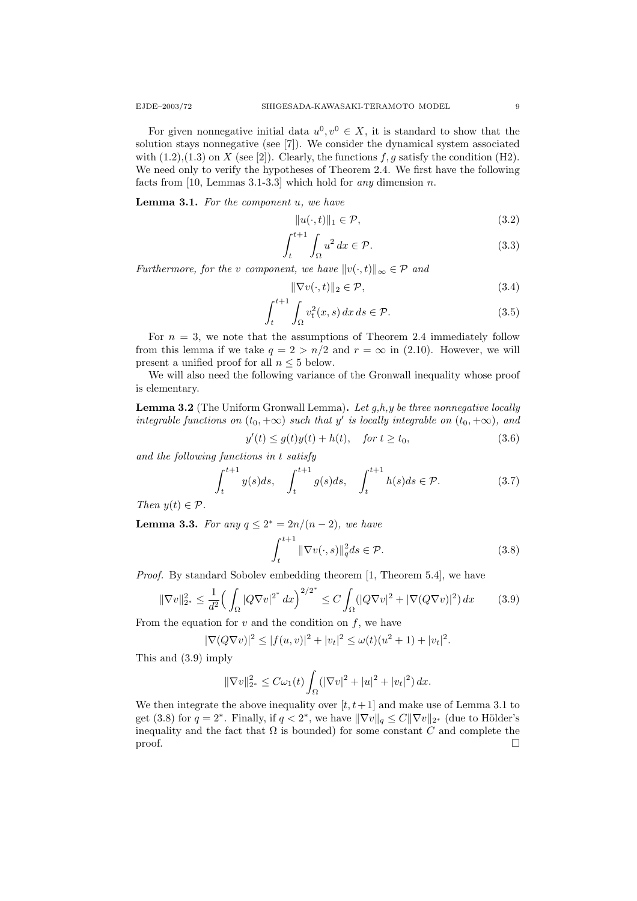For given nonnegative initial data $u^0, v^0 \in X$, it is standard to show that the solution stays nonnegative (see [7]). We consider the dynamical system associated with (1.2),(1.3) on $X$ (see [2]). Clearly, the functions $f, g$ satisfy the condition (H2). We need only to verify the hypotheses of Theorem 2.4. We first have the following facts from [10, Lemmas 3.1-3.3] which hold for *any* dimension $n$.

**Lemma 3.1.** *For the component $u$, we have*

$$\|u(\cdot,t)\|_1 \in \mathcal{P}, \tag{3.2}$$

$$\int_t^{t+1}\int_\Omega u^2\,dx \in \mathcal{P}. \tag{3.3}$$

*Furthermore, for the $v$ component, we have $\|v(\cdot,t)\|_\infty \in \mathcal{P}$ and*

$$\|\nabla v(\cdot,t)\|_2 \in \mathcal{P}, \tag{3.4}$$

$$\int_t^{t+1}\int_\Omega v_t^2(x,s)\,dx\,ds \in \mathcal{P}. \tag{3.5}$$

For $n = 3$, we note that the assumptions of Theorem 2.4 immediately follow from this lemma if we take $q = 2 > n/2$ and $r = \infty$ in (2.10). However, we will present a unified proof for all $n \le 5$ below.

We will also need the following variance of the Gronwall inequality whose proof is elementary.

**Lemma 3.2** (The Uniform Gronwall Lemma)**.** *Let $g$,$h$,$y$ be three nonnegative locally integrable functions on $(t_0, +\infty)$ such that $y'$ is locally integrable on $(t_0, +\infty)$, and*

$$y'(t) \le g(t)y(t) + h(t), \quad \text{for } t \ge t_0, \tag{3.6}$$

*and the following functions in $t$ satisfy*

$$\int_t^{t+1} y(s)ds, \quad \int_t^{t+1} g(s)ds, \quad \int_t^{t+1} h(s)ds \in \mathcal{P}. \tag{3.7}$$

*Then $y(t) \in \mathcal{P}$.*

**Lemma 3.3.** *For any $q \le 2^* = 2n/(n-2)$, we have*

$$\int_t^{t+1} \|\nabla v(\cdot,s)\|_q^2 ds \in \mathcal{P}. \tag{3.8}$$

*Proof.* By standard Sobolev embedding theorem [1, Theorem 5.4], we have

$$\|\nabla v\|_{2^*}^2 \le \frac{1}{d^2}\Big(\int_\Omega |Q\nabla v|^{2^*}\,dx\Big)^{2/2^*} \le C\int_\Omega (|Q\nabla v|^2 + |\nabla(Q\nabla v)|^2)\,dx \tag{3.9}$$

From the equation for $v$ and the condition on $f$, we have

$$|\nabla(Q\nabla v)|^2 \le |f(u,v)|^2 + |v_t|^2 \le \omega(t)(u^2+1) + |v_t|^2.$$

This and (3.9) imply

$$\|\nabla v\|_{2^*}^2 \le C\omega_1(t)\int_\Omega (|\nabla v|^2 + |u|^2 + |v_t|^2)\,dx.$$

We then integrate the above inequality over $[t, t+1]$ and make use of Lemma 3.1 to get (3.8) for $q = 2^*$. Finally, if $q < 2^*$, we have $\|\nabla v\|_q \le C\|\nabla v\|_{2^*}$ (due to Hölder's inequality and the fact that $\Omega$ is bounded) for some constant $C$ and complete the proof. $\square$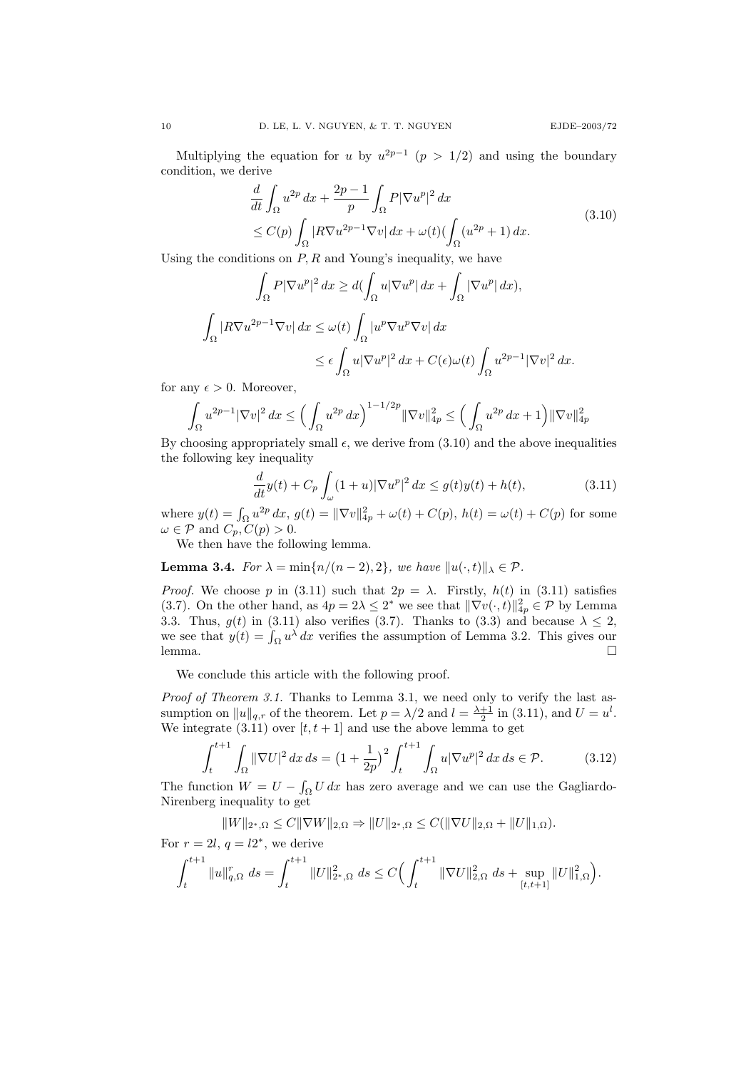Multiplying the equation for $u$ by $u^{2p-1}$ ($p > 1/2$) and using the boundary condition, we derive

$$
\begin{aligned}
&\frac{d}{dt}\int_\Omega u^{2p}\,dx + \frac{2p-1}{p}\int_\Omega P|\nabla u^p|^2\,dx \\
&\leq C(p)\int_\Omega |R\nabla u^{2p-1}\nabla v|\,dx + \omega(t)(\int_\Omega (u^{2p}+1)\,dx.
\end{aligned}
\tag{3.10}
$$

Using the conditions on $P, R$ and Young's inequality, we have

$$
\int_\Omega P|\nabla u^p|^2\,dx \geq d(\int_\Omega u|\nabla u^p|\,dx + \int_\Omega |\nabla u^p|\,dx),
$$

$$
\begin{aligned}
\int_\Omega |R\nabla u^{2p-1}\nabla v|\,dx &\leq \omega(t)\int_\Omega |u^p\nabla u^p \nabla v|\,dx \\
&\leq \epsilon\int_\Omega u|\nabla u^p|^2\,dx + C(\epsilon)\omega(t)\int_\Omega u^{2p-1}|\nabla v|^2\,dx.
\end{aligned}
$$

for any $\epsilon > 0$. Moreover,

$$
\int_\Omega u^{2p-1}|\nabla v|^2\,dx \leq \Big(\int_\Omega u^{2p}\,dx\Big)^{1-1/2p}\|\nabla v\|_{4p}^2 \leq \Big(\int_\Omega u^{2p}\,dx + 1\Big)\|\nabla v\|_{4p}^2
$$

By choosing appropriately small $\epsilon$, we derive from (3.10) and the above inequalities the following key inequality

$$
\frac{d}{dt}y(t) + C_p\int_\omega (1+u)|\nabla u^p|^2\,dx \leq g(t)y(t) + h(t), \tag{3.11}
$$

where $y(t) = \int_\Omega u^{2p}\,dx$, $g(t) = \|\nabla v\|_{4p}^2 + \omega(t) + C(p)$, $h(t) = \omega(t) + C(p)$ for some $\omega \in \mathcal{P}$ and $C_p, C(p) > 0$.

We then have the following lemma.

**Lemma 3.4.** *For $\lambda = \min\{n/(n-2), 2\}$, we have $\|u(\cdot,t)\|_\lambda \in \mathcal{P}$.*

*Proof.* We choose $p$ in (3.11) such that $2p = \lambda$. Firstly, $h(t)$ in (3.11) satisfies (3.7). On the other hand, as $4p = 2\lambda \leq 2^*$ we see that $\|\nabla v(\cdot,t)\|_{4p}^2 \in \mathcal{P}$ by Lemma 3.3. Thus, $g(t)$ in (3.11) also verifies (3.7). Thanks to (3.3) and because $\lambda \leq 2$, we see that $y(t) = \int_\Omega u^\lambda\,dx$ verifies the assumption of Lemma 3.2. This gives our lemma. $\square$

We conclude this article with the following proof.

*Proof of Theorem 3.1.* Thanks to Lemma 3.1, we need only to verify the last assumption on $\|u\|_{q,r}$ of the theorem. Let $p = \lambda/2$ and $l = \frac{\lambda+1}{2}$ in (3.11), and $U = u^l$. We integrate (3.11) over $[t, t+1]$ and use the above lemma to get

$$
\int_t^{t+1}\int_\Omega \|\nabla U|^2\,dx\,ds = \big(1+\frac{1}{2p}\big)^2\int_t^{t+1}\int_\Omega u|\nabla u^p|^2\,dx\,ds \in \mathcal{P}. \tag{3.12}
$$

The function $W = U - \int_\Omega U\,dx$ has zero average and we can use the Gagliardo-Nirenberg inequality to get

$$
\|W\|_{2^*,\Omega} \leq C\|\nabla W\|_{2,\Omega} \Rightarrow \|U\|_{2^*,\Omega} \leq C(\|\nabla U\|_{2,\Omega} + \|U\|_{1,\Omega}).
$$

For $r = 2l$, $q = l2^*$, we derive

$$
\int_t^{t+1}\|u\|_{q,\Omega}^r\,ds = \int_t^{t+1}\|U\|_{2^*,\Omega}^2\,ds \leq C\Big(\int_t^{t+1}\|\nabla U\|_{2,\Omega}^2\,ds + \sup_{[t,t+1]}\|U\|_{1,\Omega}^2\Big).
$$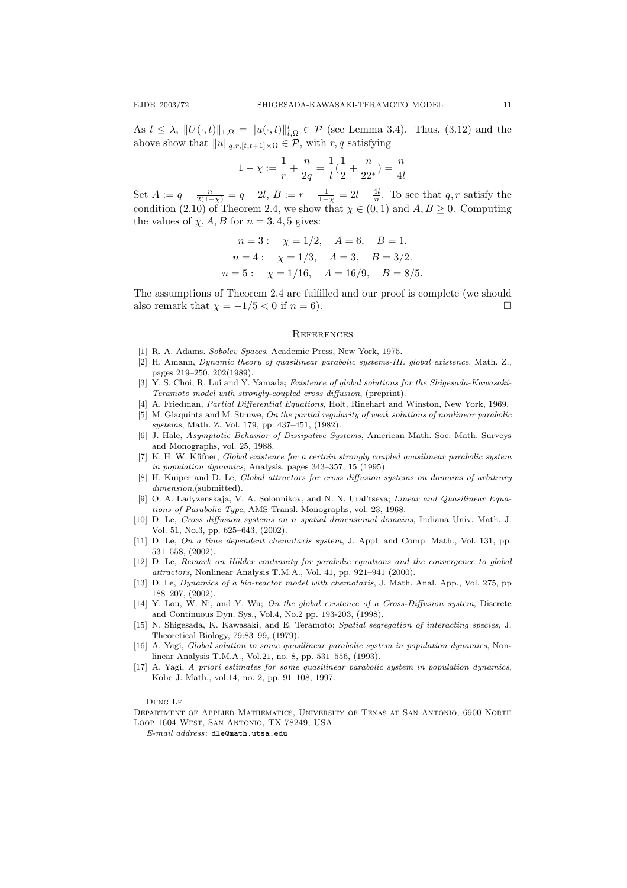As $l \le \lambda$, $\|U(\cdot,t)\|_{1,\Omega} = \|u(\cdot,t)\|^l_{l,\Omega} \in \mathcal{P}$ (see Lemma 3.4). Thus, (3.12) and the above show that $\|u\|_{q,r,[t,t+1]\times\Omega} \in \mathcal{P}$, with $r, q$ satisfying

$$1 - \chi := \frac{1}{r} + \frac{n}{2q} = \frac{1}{l}(\frac{1}{2} + \frac{n}{22^*}) = \frac{n}{4l}$$

Set $A := q - \frac{n}{2(1-\chi)} = q - 2l$, $B := r - \frac{1}{1-\chi} = 2l - \frac{4l}{n}$. To see that $q, r$ satisfy the condition (2.10) of Theorem 2.4, we show that $\chi \in (0,1)$ and $A, B \ge 0$. Computing the values of $\chi, A, B$ for $n = 3, 4, 5$ gives:

$$n = 3: \quad \chi = 1/2, \quad A = 6, \quad B = 1.$$
$$n = 4: \quad \chi = 1/3, \quad A = 3, \quad B = 3/2.$$
$$n = 5: \quad \chi = 1/16, \quad A = 16/9, \quad B = 8/5.$$

The assumptions of Theorem 2.4 are fulfilled and our proof is complete (we should also remark that $\chi = -1/5 < 0$ if $n = 6$). □

## References

[1] R. A. Adams. *Sobolev Spaces*. Academic Press, New York, 1975.

[2] H. Amann, *Dynamic theory of quasilinear parabolic systems-III. global existence*. Math. Z., pages 219–250, 202(1989).

[3] Y. S. Choi, R. Lui and Y. Yamada; *Existence of global solutions for the Shigesada-Kawasaki-Teramoto model with strongly-coupled cross diffusion*, (preprint).

[4] A. Friedman, *Partial Differential Equations*, Holt, Rinehart and Winston, New York, 1969.

[5] M. Giaquinta and M. Struwe, *On the partial regularity of weak solutions of nonlinear parabolic systems*, Math. Z. Vol. 179, pp. 437–451, (1982).

[6] J. Hale, *Asymptotic Behavior of Dissipative Systems*, American Math. Soc. Math. Surveys and Monographs, vol. 25, 1988.

[7] K. H. W. Küfner, *Global existence for a certain strongly coupled quasilinear parabolic system in population dynamics*, Analysis, pages 343–357, 15 (1995).

[8] H. Kuiper and D. Le, *Global attractors for cross diffusion systems on domains of arbitrary dimension*,(submitted).

[9] O. A. Ladyzenskaja, V. A. Solonnikov, and N. N. Ural'tseva; *Linear and Quasilinear Equations of Parabolic Type*, AMS Transl. Monographs, vol. 23, 1968.

[10] D. Le, *Cross diffusion systems on n spatial dimensional domains*, Indiana Univ. Math. J. Vol. 51, No.3, pp. 625–643, (2002).

[11] D. Le, *On a time dependent chemotaxis system*, J. Appl. and Comp. Math., Vol. 131, pp. 531–558, (2002).

[12] D. Le, *Remark on Hölder continuity for parabolic equations and the convergence to global attractors*, Nonlinear Analysis T.M.A., Vol. 41, pp. 921–941 (2000).

[13] D. Le, *Dynamics of a bio-reactor model with chemotaxis*, J. Math. Anal. App., Vol. 275, pp 188–207, (2002).

[14] Y. Lou, W. Ni, and Y. Wu; *On the global existence of a Cross-Diffusion system*, Discrete and Continuous Dyn. Sys., Vol.4, No.2 pp. 193-203, (1998).

[15] N. Shigesada, K. Kawasaki, and E. Teramoto; *Spatial segregation of interacting species*, J. Theoretical Biology, 79:83–99, (1979).

[16] A. Yagi, *Global solution to some quasilinear parabolic system in population dynamics*, Nonlinear Analysis T.M.A., Vol.21, no. 8, pp. 531–556, (1993).

[17] A. Yagi, *A priori estimates for some quasilinear parabolic system in population dynamics*, Kobe J. Math., vol.14, no. 2, pp. 91–108, 1997.

Dung Le

Department of Applied Mathematics, University of Texas at San Antonio, 6900 North Loop 1604 West, San Antonio, TX 78249, USA

*E-mail address*: dle@math.utsa.edu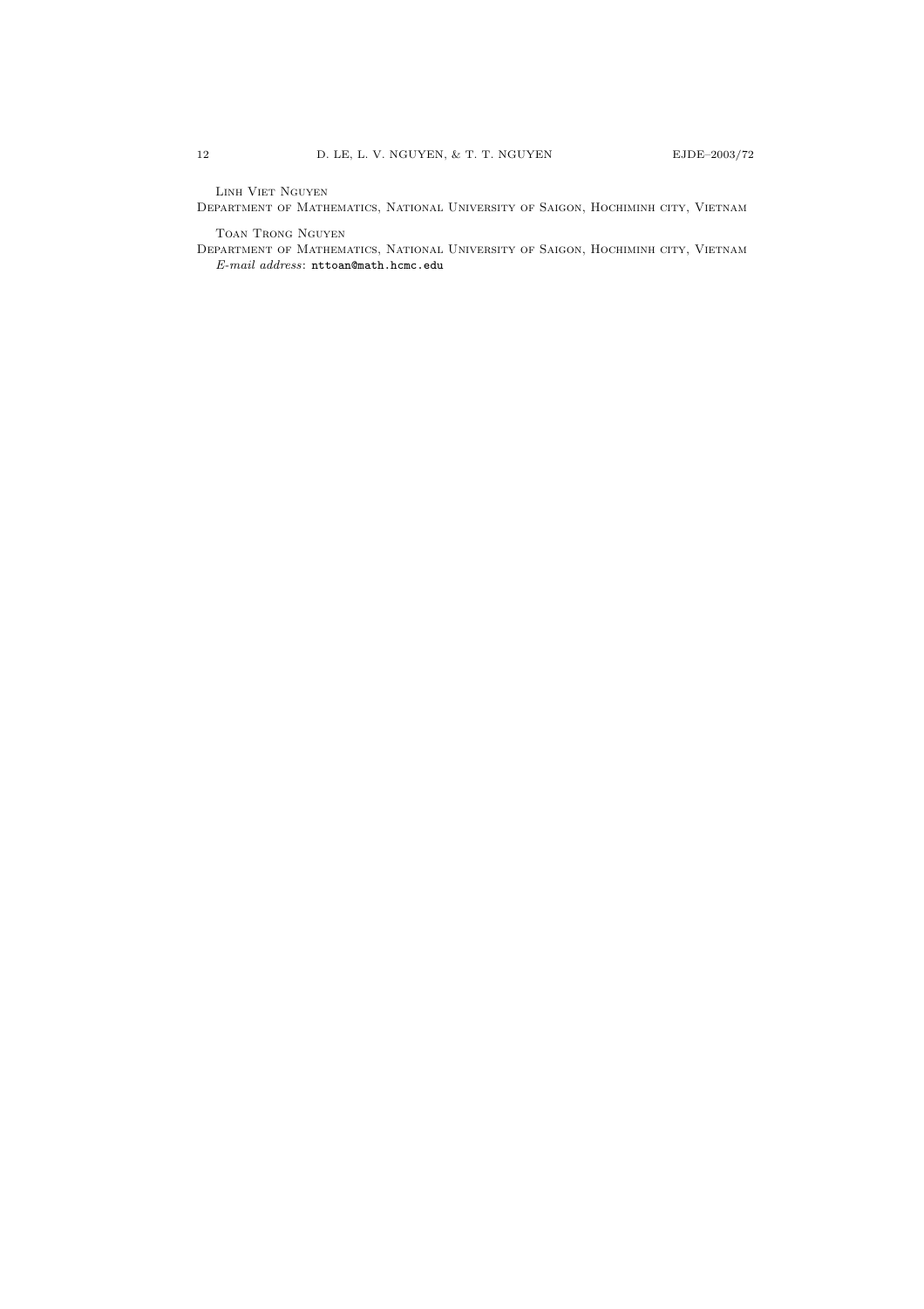Linh Viet Nguyen

Department of Mathematics, National University of Saigon, Hochiminh city, Vietnam

Toan Trong Nguyen

Department of Mathematics, National University of Saigon, Hochiminh city, Vietnam

*E-mail address*: nttoan@math.hcmc.edu